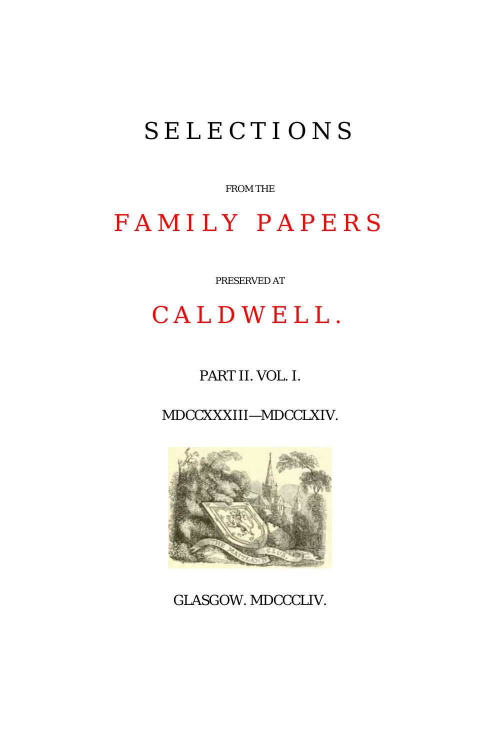# SELECTIONS

FROM THE

# FAMILY PAPERS

PRESERVED AT

# CALDWELL.

PART II. VOL. I.

MDCCXXXIII—MDCCLXIV.

GLASGOW. MDCCCLIV.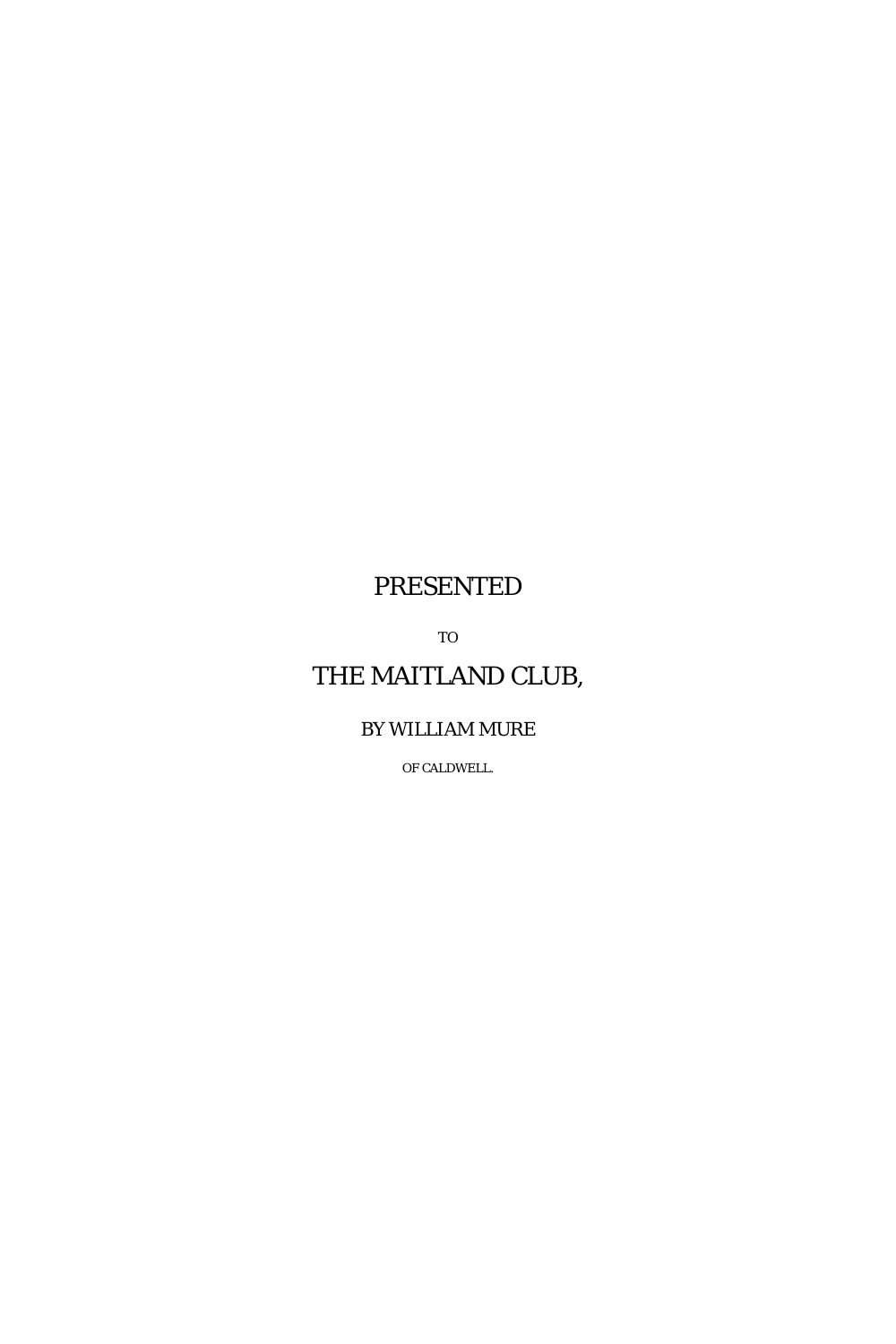PRESENTED

TO

THE MAITLAND CLUB,

BY WILLIAM MURE

OF CALDWELL.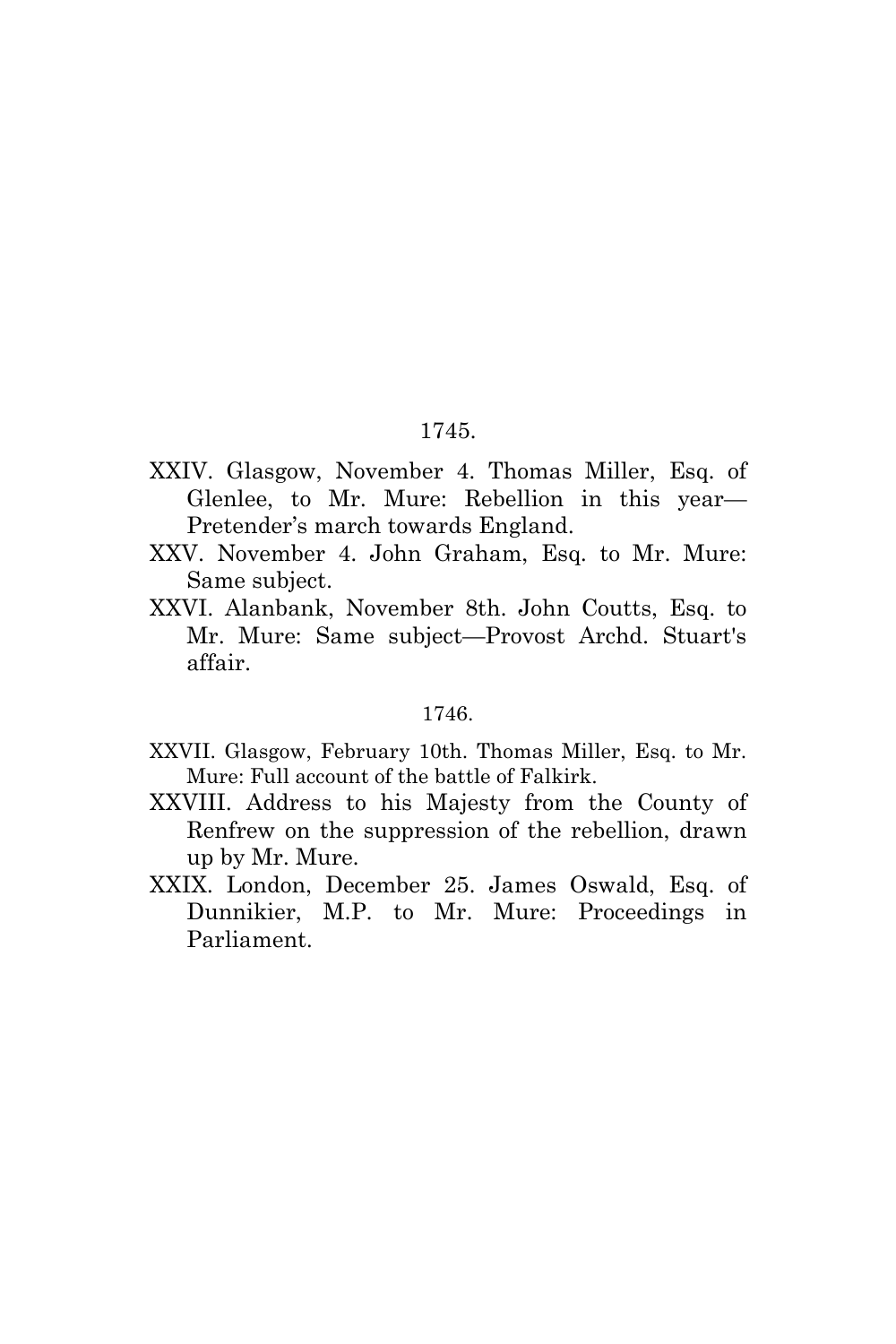1745.

XXIV. Glasgow, November 4. Thomas Miller, Esq. of Glenlee, to Mr. Mure: Rebellion in this year—Pretender's march towards England.

XXV. November 4. John Graham, Esq. to Mr. Mure: Same subject.

XXVI. Alanbank, November 8th. John Coutts, Esq. to Mr. Mure: Same subject—Provost Archd. Stuart's affair.

1746.

XXVII. Glasgow, February 10th. Thomas Miller, Esq. to Mr. Mure: Full account of the battle of Falkirk.

XXVIII. Address to his Majesty from the County of Renfrew on the suppression of the rebellion, drawn up by Mr. Mure.

XXIX. London, December 25. James Oswald, Esq. of Dunnikier, M.P. to Mr. Mure: Proceedings in Parliament.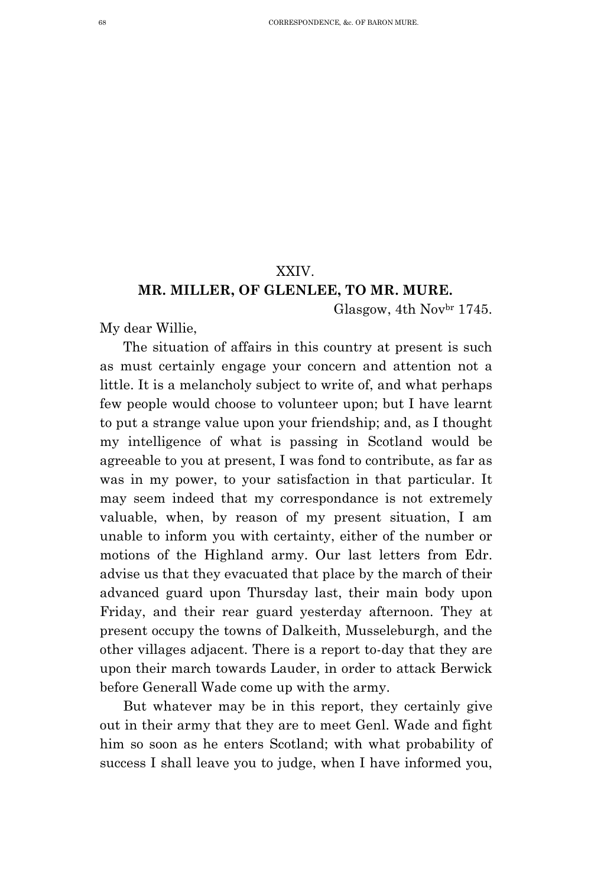## XXIV.

### MR. MILLER, OF GLENLEE, TO MR. MURE.

Glasgow, 4th Nov[br] 1745.

My dear Willie,

The situation of affairs in this country at present is such as must certainly engage your concern and attention not a little. It is a melancholy subject to write of, and what perhaps few people would choose to volunteer upon; but I have learnt to put a strange value upon your friendship; and, as I thought my intelligence of what is passing in Scotland would be agreeable to you at present, I was fond to contribute, as far as was in my power, to your satisfaction in that particular. It may seem indeed that my correspondance is not extremely valuable, when, by reason of my present situation, I am unable to inform you with certainty, either of the number or motions of the Highland army. Our last letters from Edr. advise us that they evacuated that place by the march of their advanced guard upon Thursday last, their main body upon Friday, and their rear guard yesterday afternoon. They at present occupy the towns of Dalkeith, Musseleburgh, and the other villages adjacent. There is a report to-day that they are upon their march towards Lauder, in order to attack Berwick before Generall Wade come up with the army.

But whatever may be in this report, they certainly give out in their army that they are to meet Genl. Wade and fight him so soon as he enters Scotland; with what probability of success I shall leave you to judge, when I have informed you,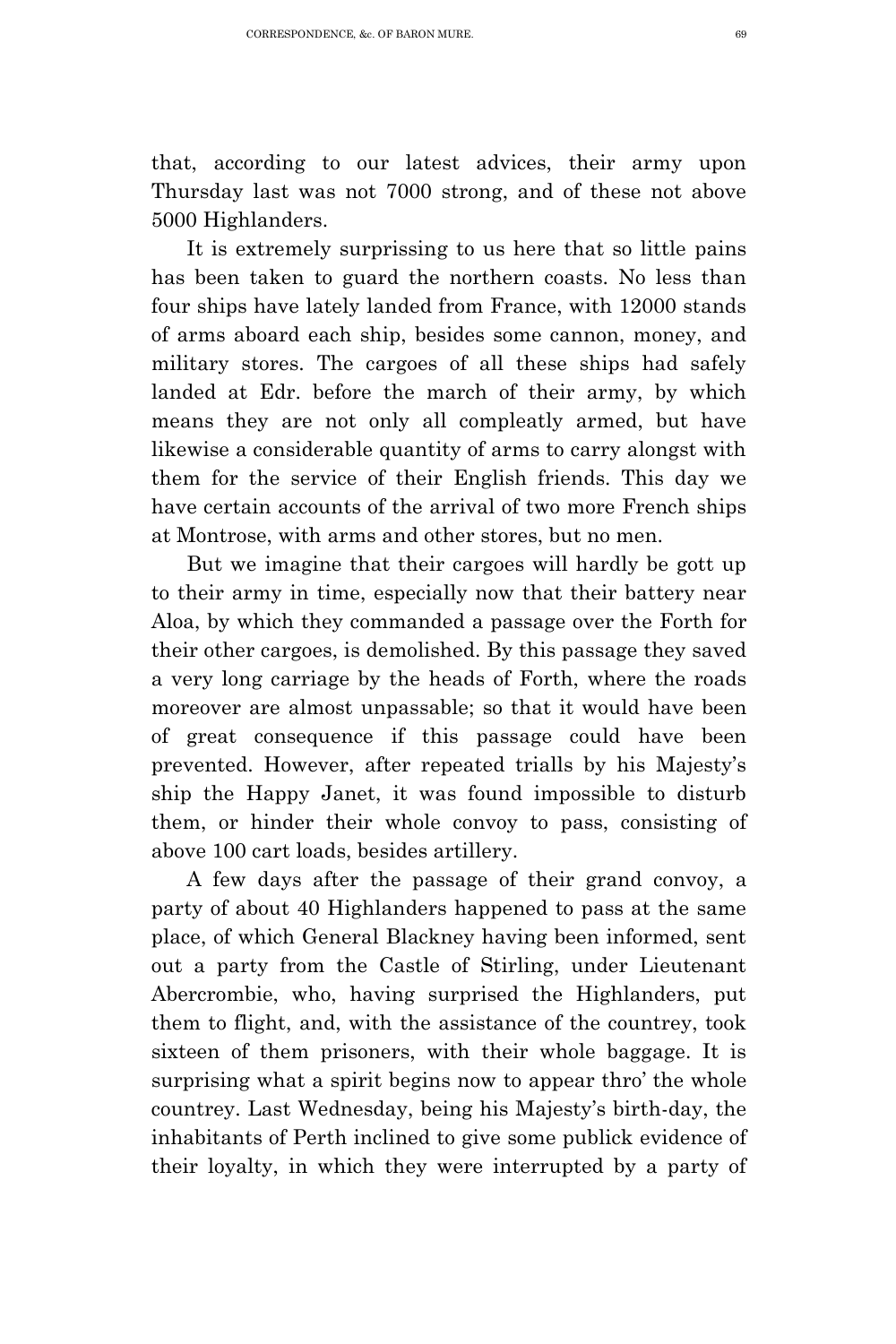that, according to our latest advices, their army upon Thursday last was not 7000 strong, and of these not above 5000 Highlanders.

It is extremely surprissing to us here that so little pains has been taken to guard the northern coasts. No less than four ships have lately landed from France, with 12000 stands of arms aboard each ship, besides some cannon, money, and military stores. The cargoes of all these ships had safely landed at Edr. before the march of their army, by which means they are not only all compleatly armed, but have likewise a considerable quantity of arms to carry alongst with them for the service of their English friends. This day we have certain accounts of the arrival of two more French ships at Montrose, with arms and other stores, but no men.

But we imagine that their cargoes will hardly be gott up to their army in time, especially now that their battery near Aloa, by which they commanded a passage over the Forth for their other cargoes, is demolished. By this passage they saved a very long carriage by the heads of Forth, where the roads moreover are almost unpassable; so that it would have been of great consequence if this passage could have been prevented. However, after repeated trialls by his Majesty's ship the Happy Janet, it was found impossible to disturb them, or hinder their whole convoy to pass, consisting of above 100 cart loads, besides artillery.

A few days after the passage of their grand convoy, a party of about 40 Highlanders happened to pass at the same place, of which General Blackney having been informed, sent out a party from the Castle of Stirling, under Lieutenant Abercrombie, who, having surprised the Highlanders, put them to flight, and, with the assistance of the countrey, took sixteen of them prisoners, with their whole baggage. It is surprising what a spirit begins now to appear thro' the whole countrey. Last Wednesday, being his Majesty's birth-day, the inhabitants of Perth inclined to give some publick evidence of their loyalty, in which they were interrupted by a party of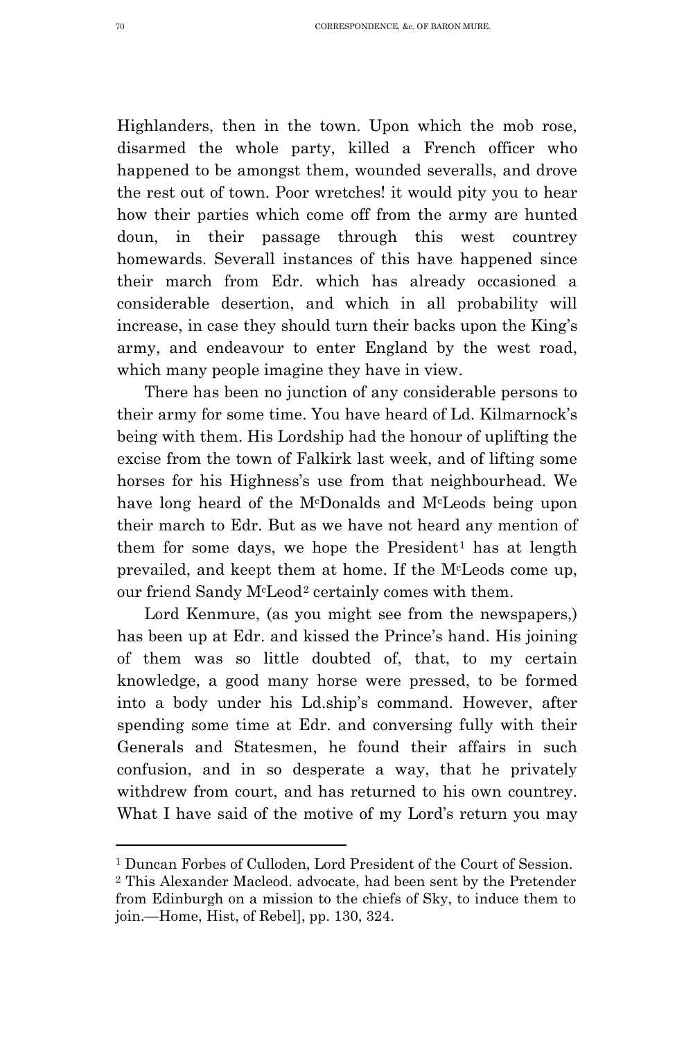Highlanders, then in the town. Upon which the mob rose, disarmed the whole party, killed a French officer who happened to be amongst them, wounded severalls, and drove the rest out of town. Poor wretches! it would pity you to hear how their parties which come off from the army are hunted doun, in their passage through this west countrey homewards. Severall instances of this have happened since their march from Edr. which has already occasioned a considerable desertion, and which in all probability will increase, in case they should turn their backs upon the King's army, and endeavour to enter England by the west road, which many people imagine they have in view.

There has been no junction of any considerable persons to their army for some time. You have heard of Ld. Kilmarnock's being with them. His Lordship had the honour of uplifting the excise from the town of Falkirk last week, and of lifting some horses for his Highness's use from that neighbourhead. We have long heard of the McDonalds and McLeods being upon their march to Edr. But as we have not heard any mention of them for some days, we hope the President[1] has at length prevailed, and keept them at home. If the McLeods come up, our friend Sandy McLeod[2] certainly comes with them.

Lord Kenmure, (as you might see from the newspapers,) has been up at Edr. and kissed the Prince's hand. His joining of them was so little doubted of, that, to my certain knowledge, a good many horse were pressed, to be formed into a body under his Ld.ship's command. However, after spending some time at Edr. and conversing fully with their Generals and Statesmen, he found their affairs in such confusion, and in so desperate a way, that he privately withdrew from court, and has returned to his own countrey. What I have said of the motive of my Lord's return you may

---

[1] Duncan Forbes of Culloden, Lord President of the Court of Session.

[2] This Alexander Macleod. advocate, had been sent by the Pretender from Edinburgh on a mission to the chiefs of Sky, to induce them to join.—Home, Hist, of Rebel], pp. 130, 324.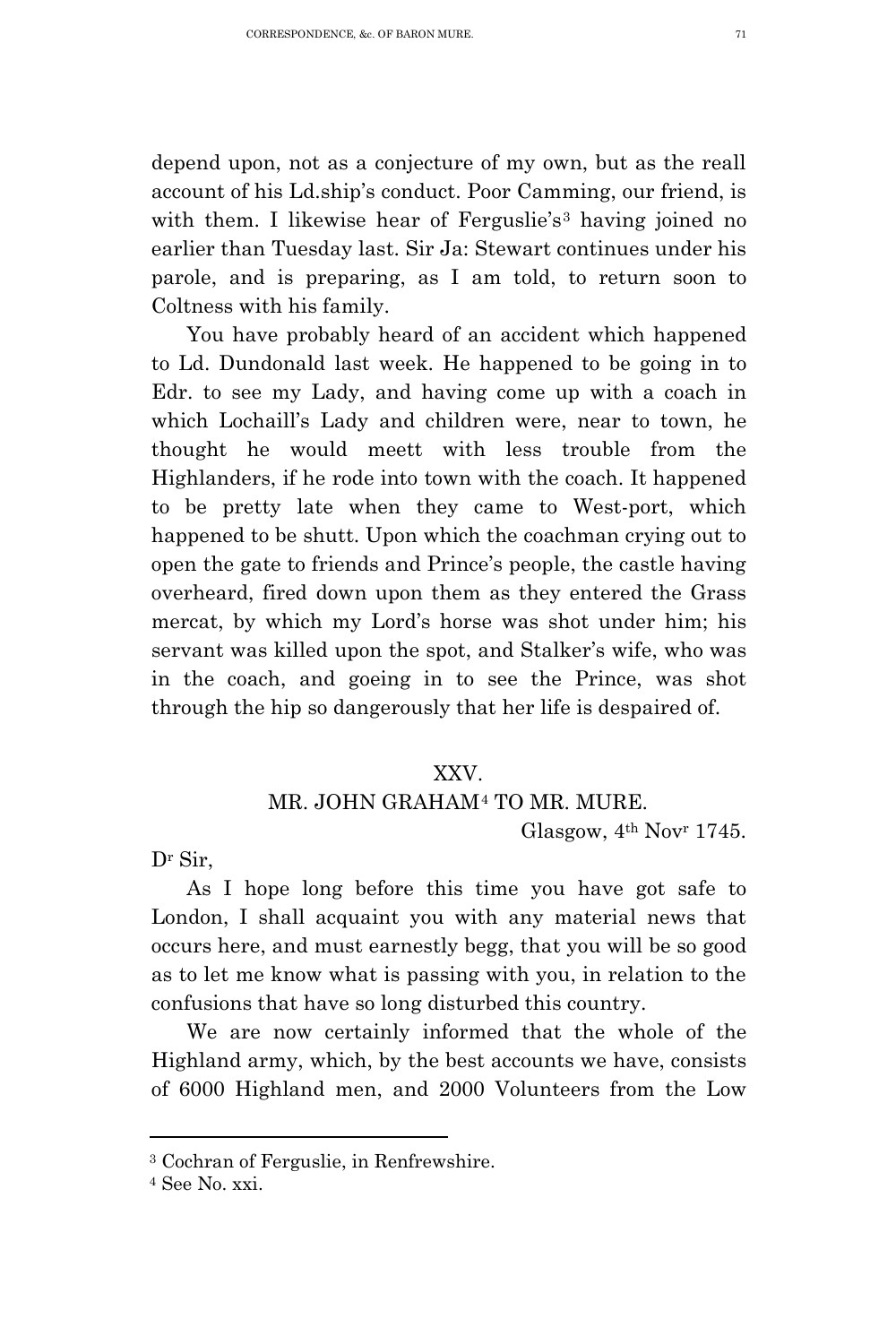depend upon, not as a conjecture of my own, but as the reall account of his Ld.ship's conduct. Poor Camming, our friend, is with them. I likewise hear of Ferguslie's[3] having joined no earlier than Tuesday last. Sir Ja: Stewart continues under his parole, and is preparing, as I am told, to return soon to Coltness with his family.

You have probably heard of an accident which happened to Ld. Dundonald last week. He happened to be going in to Edr. to see my Lady, and having come up with a coach in which Lochaill's Lady and children were, near to town, he thought he would meett with less trouble from the Highlanders, if he rode into town with the coach. It happened to be pretty late when they came to West-port, which happened to be shutt. Upon which the coachman crying out to open the gate to friends and Prince's people, the castle having overheard, fired down upon them as they entered the Grass mercat, by which my Lord's horse was shot under him; his servant was killed upon the spot, and Stalker's wife, who was in the coach, and goeing in to see the Prince, was shot through the hip so dangerously that her life is despaired of.

## XXV.

## MR. JOHN GRAHAM[4] TO MR. MURE.

Glasgow, 4th Novr 1745.

Dr Sir,

As I hope long before this time you have got safe to London, I shall acquaint you with any material news that occurs here, and must earnestly begg, that you will be so good as to let me know what is passing with you, in relation to the confusions that have so long disturbed this country.

We are now certainly informed that the whole of the Highland army, which, by the best accounts we have, consists of 6000 Highland men, and 2000 Volunteers from the Low

---

[3] Cochran of Ferguslie, in Renfrewshire.

[4] See No. xxi.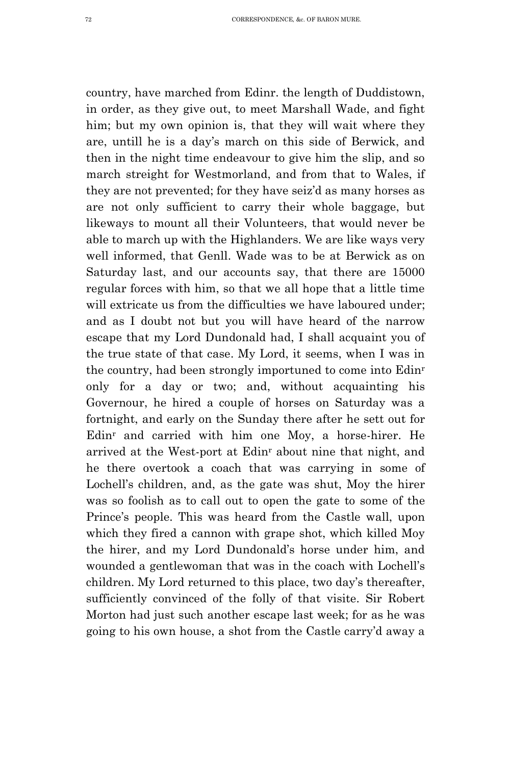country, have marched from Edinr. the length of Duddistown, in order, as they give out, to meet Marshall Wade, and fight him; but my own opinion is, that they will wait where they are, untill he is a day's march on this side of Berwick, and then in the night time endeavour to give him the slip, and so march streight for Westmorland, and from that to Wales, if they are not prevented; for they have seiz'd as many horses as are not only sufficient to carry their whole baggage, but likeways to mount all their Volunteers, that would never be able to march up with the Highlanders. We are like ways very well informed, that Genll. Wade was to be at Berwick as on Saturday last, and our accounts say, that there are 15000 regular forces with him, so that we all hope that a little time will extricate us from the difficulties we have laboured under; and as I doubt not but you will have heard of the narrow escape that my Lord Dundonald had, I shall acquaint you of the true state of that case. My Lord, it seems, when I was in the country, had been strongly importuned to come into Edin[r] only for a day or two; and, without acquainting his Governour, he hired a couple of horses on Saturday was a fortnight, and early on the Sunday there after he sett out for Edin[r] and carried with him one Moy, a horse-hirer. He arrived at the West-port at Edin[r] about nine that night, and he there overtook a coach that was carrying in some of Lochell's children, and, as the gate was shut, Moy the hirer was so foolish as to call out to open the gate to some of the Prince's people. This was heard from the Castle wall, upon which they fired a cannon with grape shot, which killed Moy the hirer, and my Lord Dundonald's horse under him, and wounded a gentlewoman that was in the coach with Lochell's children. My Lord returned to this place, two day's thereafter, sufficiently convinced of the folly of that visite. Sir Robert Morton had just such another escape last week; for as he was going to his own house, a shot from the Castle carry'd away a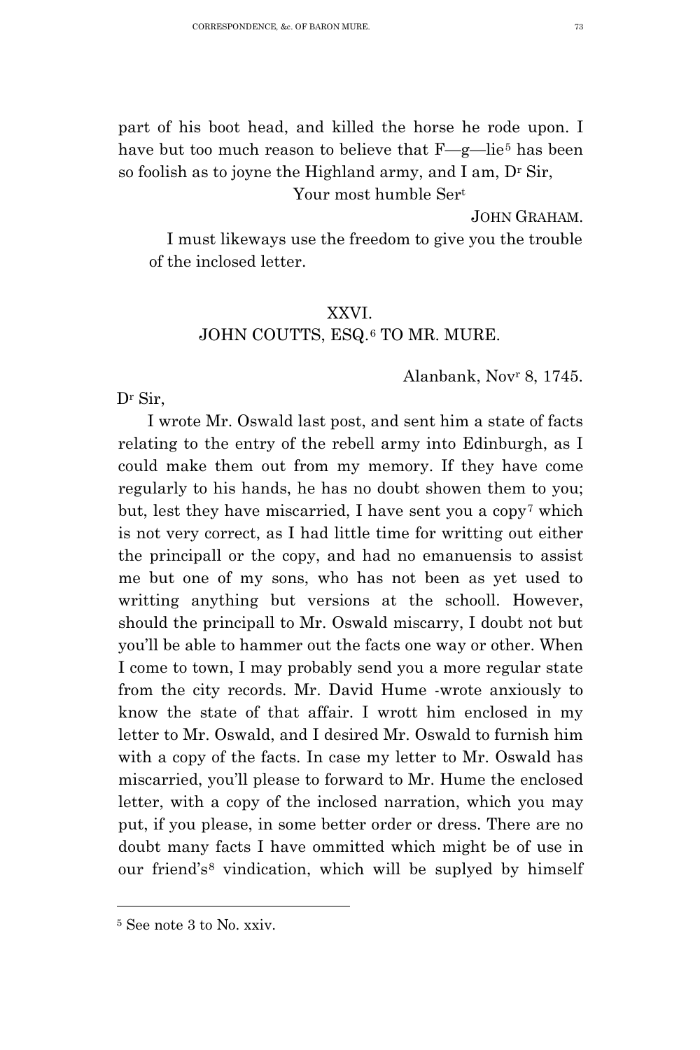part of his boot head, and killed the horse he rode upon. I have but too much reason to believe that F—g—lie[5] has been so foolish as to joyne the Highland army, and I am, Dr Sir,

Your most humble Sert

JOHN GRAHAM.

I must likeways use the freedom to give you the trouble of the inclosed letter.

## XXVI.
## JOHN COUTTS, ESQ.[6] TO MR. MURE.

Alanbank, Novr 8, 1745.

Dr Sir,

I wrote Mr. Oswald last post, and sent him a state of facts relating to the entry of the rebell army into Edinburgh, as I could make them out from my memory. If they have come regularly to his hands, he has no doubt showen them to you; but, lest they have miscarried, I have sent you a copy[7] which is not very correct, as I had little time for writting out either the principall or the copy, and had no emanuensis to assist me but one of my sons, who has not been as yet used to writting anything but versions at the schooll. However, should the principall to Mr. Oswald miscarry, I doubt not but you'll be able to hammer out the facts one way or other. When I come to town, I may probably send you a more regular state from the city records. Mr. David Hume -wrote anxiously to know the state of that affair. I wrott him enclosed in my letter to Mr. Oswald, and I desired Mr. Oswald to furnish him with a copy of the facts. In case my letter to Mr. Oswald has miscarried, you'll please to forward to Mr. Hume the enclosed letter, with a copy of the inclosed narration, which you may put, if you please, in some better order or dress. There are no doubt many facts I have ommitted which might be of use in our friend's[8] vindication, which will be suplyed by himself

---

[5] See note 3 to No. xxiv.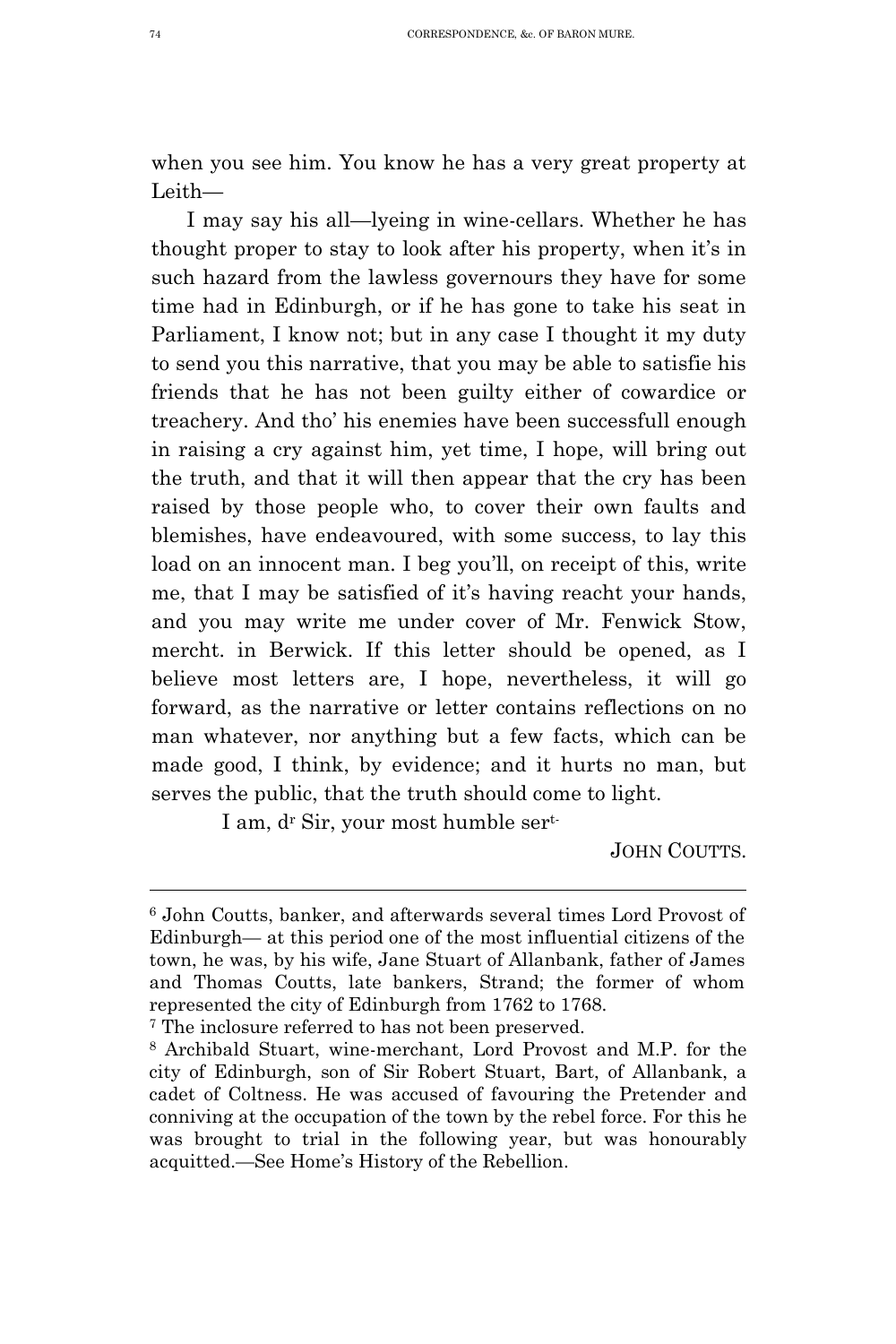when you see him. You know he has a very great property at Leith—

I may say his all—lyeing in wine-cellars. Whether he has thought proper to stay to look after his property, when it's in such hazard from the lawless governours they have for some time had in Edinburgh, or if he has gone to take his seat in Parliament, I know not; but in any case I thought it my duty to send you this narrative, that you may be able to satisfie his friends that he has not been guilty either of cowardice or treachery. And tho' his enemies have been successfull enough in raising a cry against him, yet time, I hope, will bring out the truth, and that it will then appear that the cry has been raised by those people who, to cover their own faults and blemishes, have endeavoured, with some success, to lay this load on an innocent man. I beg you'll, on receipt of this, write me, that I may be satisfied of it's having reacht your hands, and you may write me under cover of Mr. Fenwick Stow, mercht. in Berwick. If this letter should be opened, as I believe most letters are, I hope, nevertheless, it will go forward, as the narrative or letter contains reflections on no man whatever, nor anything but a few facts, which can be made good, I think, by evidence; and it hurts no man, but serves the public, that the truth should come to light.

I am, dr Sir, your most humble sert.

JOHN COUTTS.

---

[6] John Coutts, banker, and afterwards several times Lord Provost of Edinburgh— at this period one of the most influential citizens of the town, he was, by his wife, Jane Stuart of Allanbank, father of James and Thomas Coutts, late bankers, Strand; the former of whom represented the city of Edinburgh from 1762 to 1768.

[7] The inclosure referred to has not been preserved.

[8] Archibald Stuart, wine-merchant, Lord Provost and M.P. for the city of Edinburgh, son of Sir Robert Stuart, Bart, of Allanbank, a cadet of Coltness. He was accused of favouring the Pretender and conniving at the occupation of the town by the rebel force. For this he was brought to trial in the following year, but was honourably acquitted.—See Home's History of the Rebellion.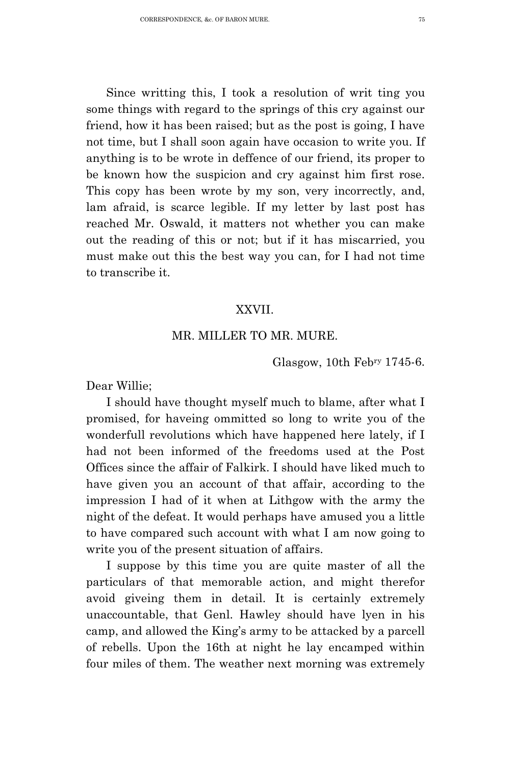Since writting this, I took a resolution of writ ting you some things with regard to the springs of this cry against our friend, how it has been raised; but as the post is going, I have not time, but I shall soon again have occasion to write you. If anything is to be wrote in deffence of our friend, its proper to be known how the suspicion and cry against him first rose. This copy has been wrote by my son, very incorrectly, and, lam afraid, is scarce legible. If my letter by last post has reached Mr. Oswald, it matters not whether you can make out the reading of this or not; but if it has miscarried, you must make out this the best way you can, for I had not time to transcribe it.

## XXVII.

## MR. MILLER TO MR. MURE.

Glasgow, 10th Feb[ry] 1745-6.

Dear Willie;

I should have thought myself much to blame, after what I promised, for haveing ommitted so long to write you of the wonderfull revolutions which have happened here lately, if I had not been informed of the freedoms used at the Post Offices since the affair of Falkirk. I should have liked much to have given you an account of that affair, according to the impression I had of it when at Lithgow with the army the night of the defeat. It would perhaps have amused you a little to have compared such account with what I am now going to write you of the present situation of affairs.

I suppose by this time you are quite master of all the particulars of that memorable action, and might therefor avoid giveing them in detail. It is certainly extremely unaccountable, that Genl. Hawley should have lyen in his camp, and allowed the King's army to be attacked by a parcell of rebells. Upon the 16th at night he lay encamped within four miles of them. The weather next morning was extremely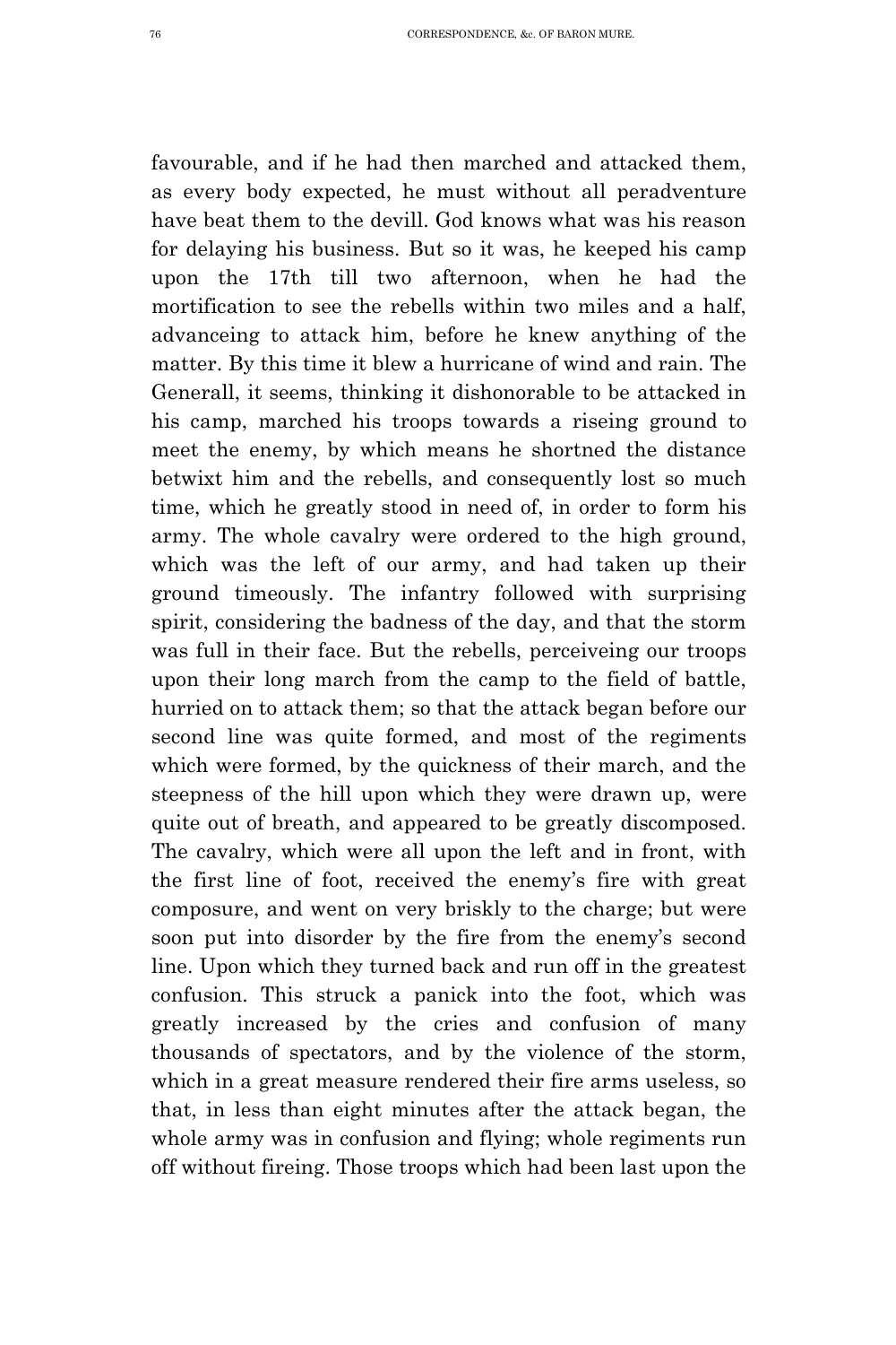favourable, and if he had then marched and attacked them, as every body expected, he must without all peradventure have beat them to the devill. God knows what was his reason for delaying his business. But so it was, he keeped his camp upon the 17th till two afternoon, when he had the mortification to see the rebells within two miles and a half, advanceing to attack him, before he knew anything of the matter. By this time it blew a hurricane of wind and rain. The Generall, it seems, thinking it dishonorable to be attacked in his camp, marched his troops towards a riseing ground to meet the enemy, by which means he shortned the distance betwixt him and the rebells, and consequently lost so much time, which he greatly stood in need of, in order to form his army. The whole cavalry were ordered to the high ground, which was the left of our army, and had taken up their ground timeously. The infantry followed with surprising spirit, considering the badness of the day, and that the storm was full in their face. But the rebells, perceiveing our troops upon their long march from the camp to the field of battle, hurried on to attack them; so that the attack began before our second line was quite formed, and most of the regiments which were formed, by the quickness of their march, and the steepness of the hill upon which they were drawn up, were quite out of breath, and appeared to be greatly discomposed. The cavalry, which were all upon the left and in front, with the first line of foot, received the enemy's fire with great composure, and went on very briskly to the charge; but were soon put into disorder by the fire from the enemy's second line. Upon which they turned back and run off in the greatest confusion. This struck a panick into the foot, which was greatly increased by the cries and confusion of many thousands of spectators, and by the violence of the storm, which in a great measure rendered their fire arms useless, so that, in less than eight minutes after the attack began, the whole army was in confusion and flying; whole regiments run off without fireing. Those troops which had been last upon the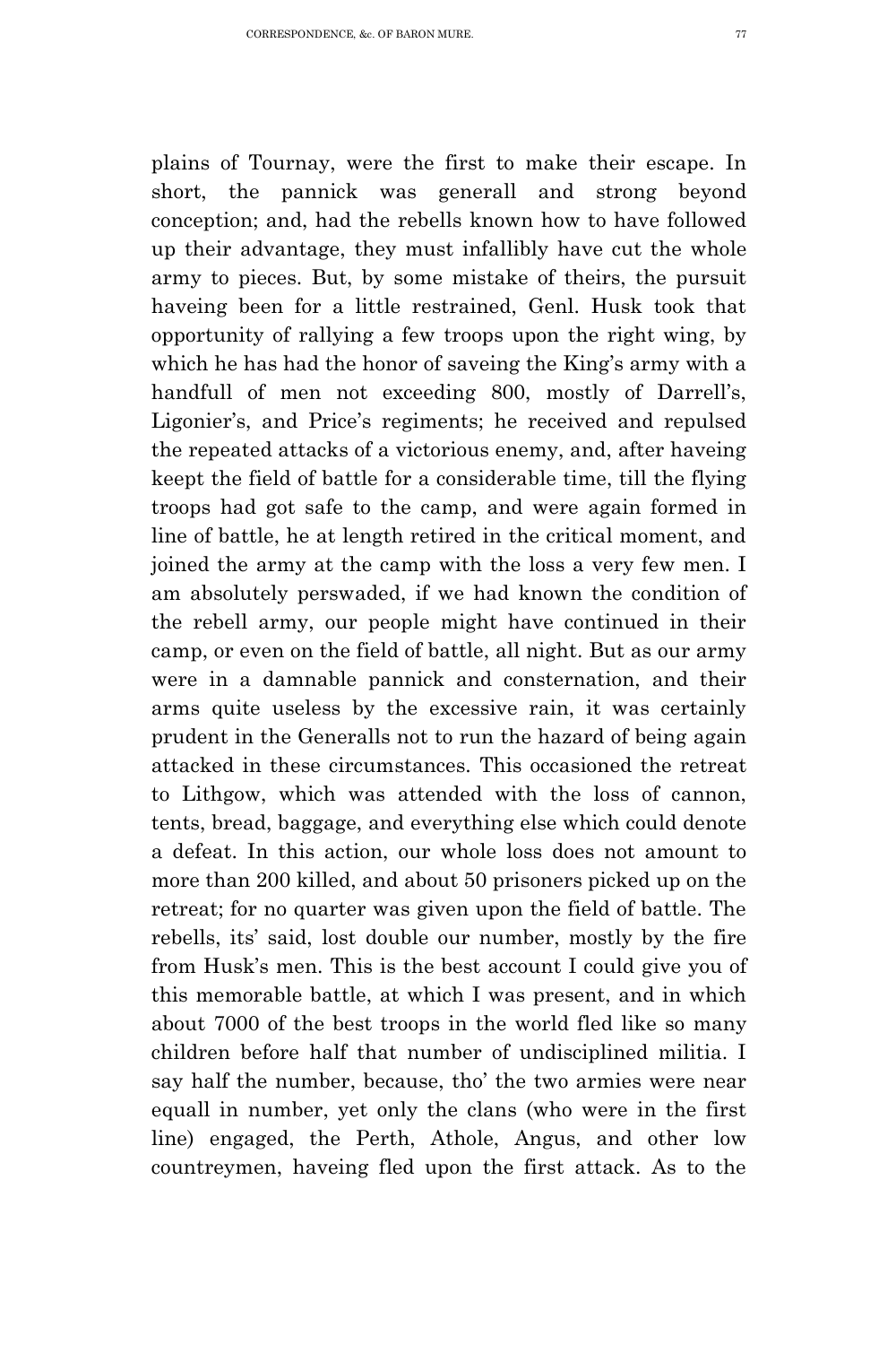plains of Tournay, were the first to make their escape. In short, the pannick was generall and strong beyond conception; and, had the rebells known how to have followed up their advantage, they must infallibly have cut the whole army to pieces. But, by some mistake of theirs, the pursuit haveing been for a little restrained, Genl. Husk took that opportunity of rallying a few troops upon the right wing, by which he has had the honor of saveing the King's army with a handfull of men not exceeding 800, mostly of Darrell's, Ligonier's, and Price's regiments; he received and repulsed the repeated attacks of a victorious enemy, and, after haveing keept the field of battle for a considerable time, till the flying troops had got safe to the camp, and were again formed in line of battle, he at length retired in the critical moment, and joined the army at the camp with the loss a very few men. I am absolutely perswaded, if we had known the condition of the rebell army, our people might have continued in their camp, or even on the field of battle, all night. But as our army were in a damnable pannick and consternation, and their arms quite useless by the excessive rain, it was certainly prudent in the Generalls not to run the hazard of being again attacked in these circumstances. This occasioned the retreat to Lithgow, which was attended with the loss of cannon, tents, bread, baggage, and everything else which could denote a defeat. In this action, our whole loss does not amount to more than 200 killed, and about 50 prisoners picked up on the retreat; for no quarter was given upon the field of battle. The rebells, its' said, lost double our number, mostly by the fire from Husk's men. This is the best account I could give you of this memorable battle, at which I was present, and in which about 7000 of the best troops in the world fled like so many children before half that number of undisciplined militia. I say half the number, because, tho' the two armies were near equall in number, yet only the clans (who were in the first line) engaged, the Perth, Athole, Angus, and other low countreymen, haveing fled upon the first attack. As to the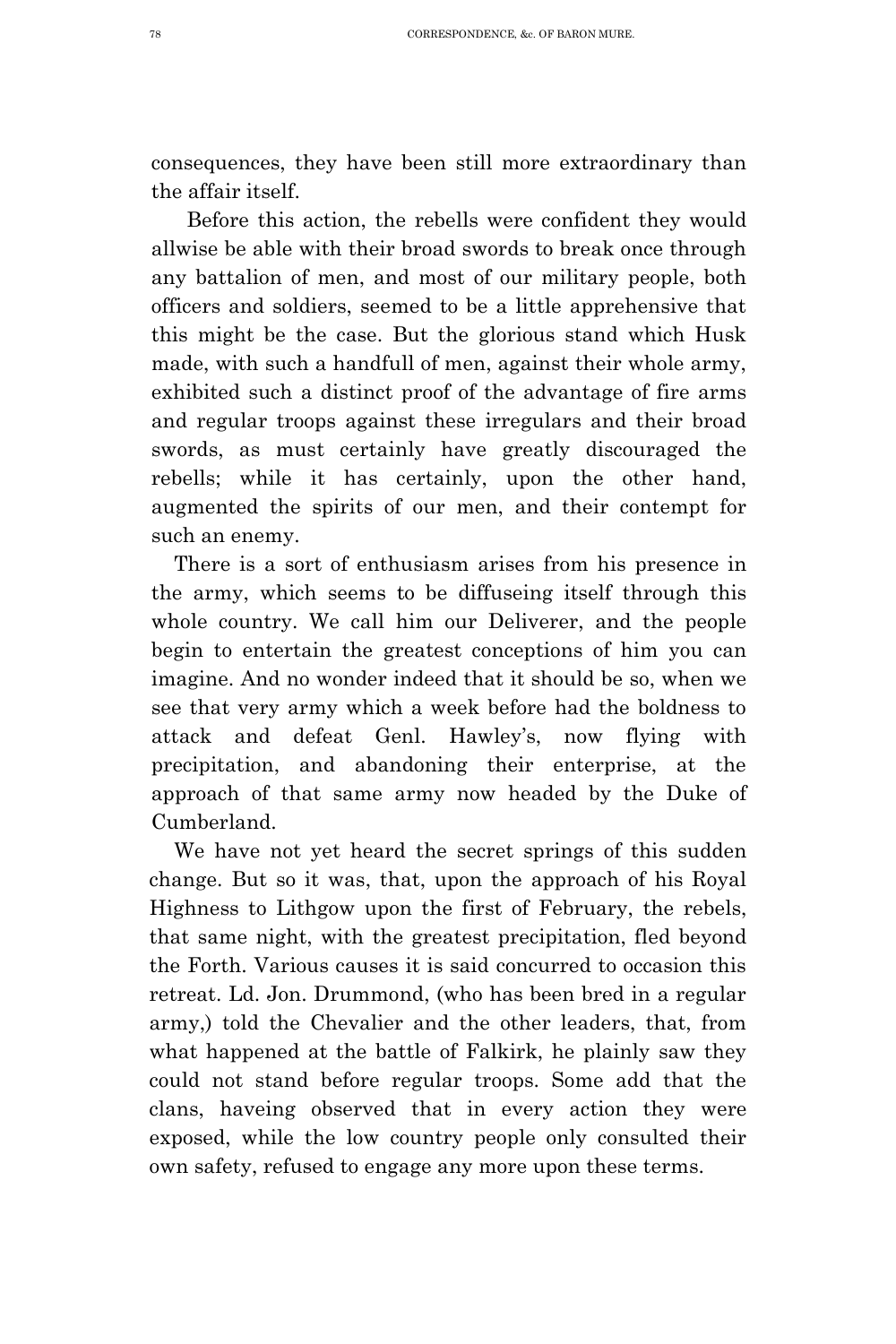consequences, they have been still more extraordinary than the affair itself.

Before this action, the rebells were confident they would allwise be able with their broad swords to break once through any battalion of men, and most of our military people, both officers and soldiers, seemed to be a little apprehensive that this might be the case. But the glorious stand which Husk made, with such a handfull of men, against their whole army, exhibited such a distinct proof of the advantage of fire arms and regular troops against these irregulars and their broad swords, as must certainly have greatly discouraged the rebells; while it has certainly, upon the other hand, augmented the spirits of our men, and their contempt for such an enemy.

There is a sort of enthusiasm arises from his presence in the army, which seems to be diffuseing itself through this whole country. We call him our Deliverer, and the people begin to entertain the greatest conceptions of him you can imagine. And no wonder indeed that it should be so, when we see that very army which a week before had the boldness to attack and defeat Genl. Hawley's, now flying with precipitation, and abandoning their enterprise, at the approach of that same army now headed by the Duke of Cumberland.

We have not yet heard the secret springs of this sudden change. But so it was, that, upon the approach of his Royal Highness to Lithgow upon the first of February, the rebels, that same night, with the greatest precipitation, fled beyond the Forth. Various causes it is said concurred to occasion this retreat. Ld. Jon. Drummond, (who has been bred in a regular army,) told the Chevalier and the other leaders, that, from what happened at the battle of Falkirk, he plainly saw they could not stand before regular troops. Some add that the clans, haveing observed that in every action they were exposed, while the low country people only consulted their own safety, refused to engage any more upon these terms.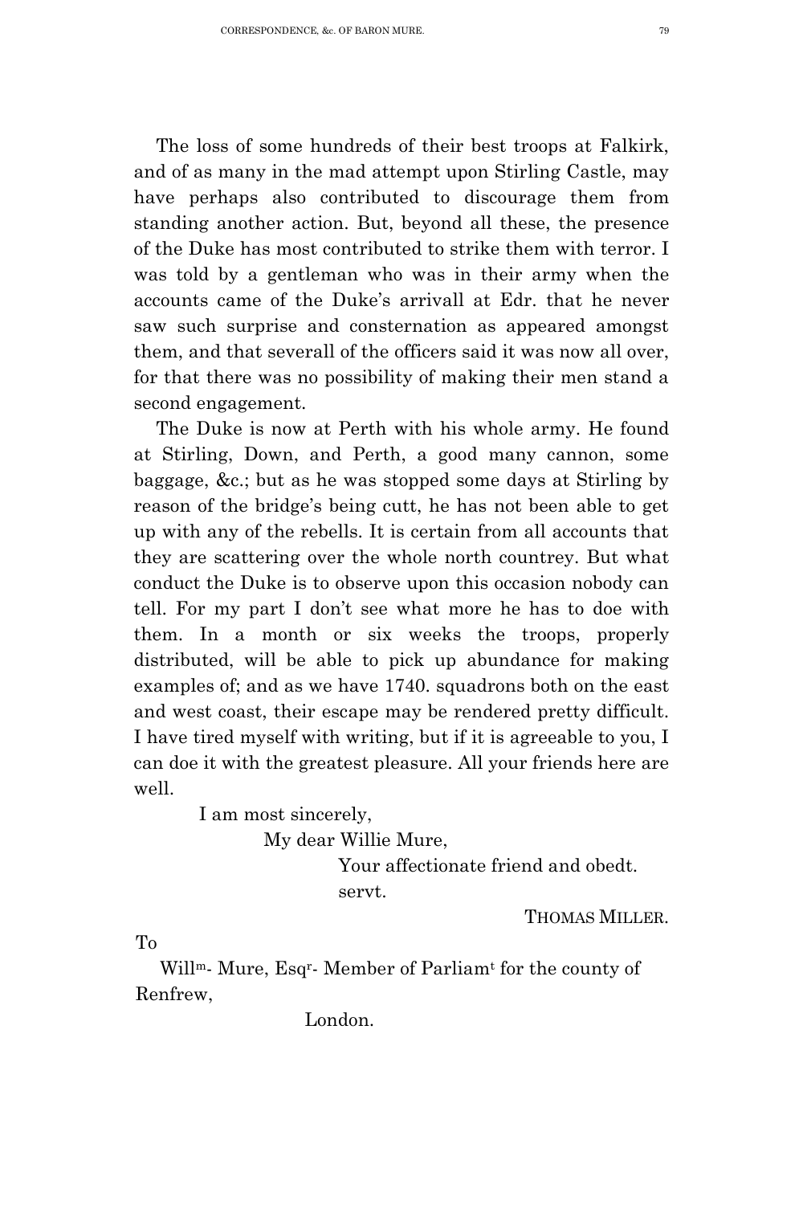The loss of some hundreds of their best troops at Falkirk, and of as many in the mad attempt upon Stirling Castle, may have perhaps also contributed to discourage them from standing another action. But, beyond all these, the presence of the Duke has most contributed to strike them with terror. I was told by a gentleman who was in their army when the accounts came of the Duke's arrivall at Edr. that he never saw such surprise and consternation as appeared amongst them, and that severall of the officers said it was now all over, for that there was no possibility of making their men stand a second engagement.

The Duke is now at Perth with his whole army. He found at Stirling, Down, and Perth, a good many cannon, some baggage, &c.; but as he was stopped some days at Stirling by reason of the bridge's being cutt, he has not been able to get up with any of the rebells. It is certain from all accounts that they are scattering over the whole north countrey. But what conduct the Duke is to observe upon this occasion nobody can tell. For my part I don't see what more he has to doe with them. In a month or six weeks the troops, properly distributed, will be able to pick up abundance for making examples of; and as we have 1740. squadrons both on the east and west coast, their escape may be rendered pretty difficult. I have tired myself with writing, but if it is agreeable to you, I can doe it with the greatest pleasure. All your friends here are well.

I am most sincerely,

My dear Willie Mure,

Your affectionate friend and obedt. servt.

THOMAS MILLER.

To

Willm. Mure, Esqr. Member of Parliamt for the county of Renfrew,

London.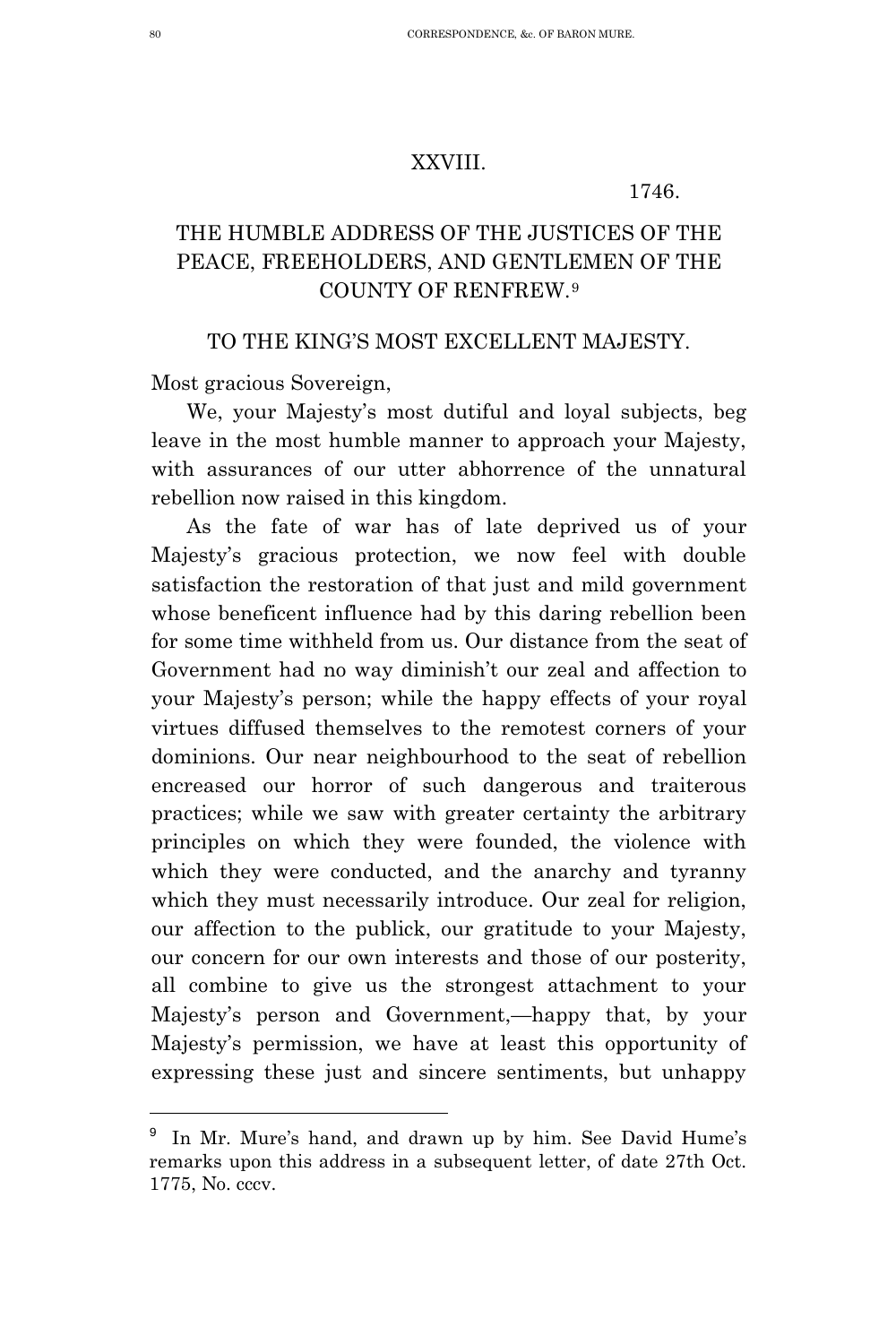## XXVIII.

1746.

## THE HUMBLE ADDRESS OF THE JUSTICES OF THE PEACE, FREEHOLDERS, AND GENTLEMEN OF THE COUNTY OF RENFREW.[9]

### TO THE KING'S MOST EXCELLENT MAJESTY.

Most gracious Sovereign,

We, your Majesty's most dutiful and loyal subjects, beg leave in the most humble manner to approach your Majesty, with assurances of our utter abhorrence of the unnatural rebellion now raised in this kingdom.

As the fate of war has of late deprived us of your Majesty's gracious protection, we now feel with double satisfaction the restoration of that just and mild government whose beneficent influence had by this daring rebellion been for some time withheld from us. Our distance from the seat of Government had no way diminish't our zeal and affection to your Majesty's person; while the happy effects of your royal virtues diffused themselves to the remotest corners of your dominions. Our near neighbourhood to the seat of rebellion encreased our horror of such dangerous and traiterous practices; while we saw with greater certainty the arbitrary principles on which they were founded, the violence with which they were conducted, and the anarchy and tyranny which they must necessarily introduce. Our zeal for religion, our affection to the publick, our gratitude to your Majesty, our concern for our own interests and those of our posterity, all combine to give us the strongest attachment to your Majesty's person and Government,—happy that, by your Majesty's permission, we have at least this opportunity of expressing these just and sincere sentiments, but unhappy

---

[9] In Mr. Mure's hand, and drawn up by him. See David Hume's remarks upon this address in a subsequent letter, of date 27th Oct. 1775, No. cccv.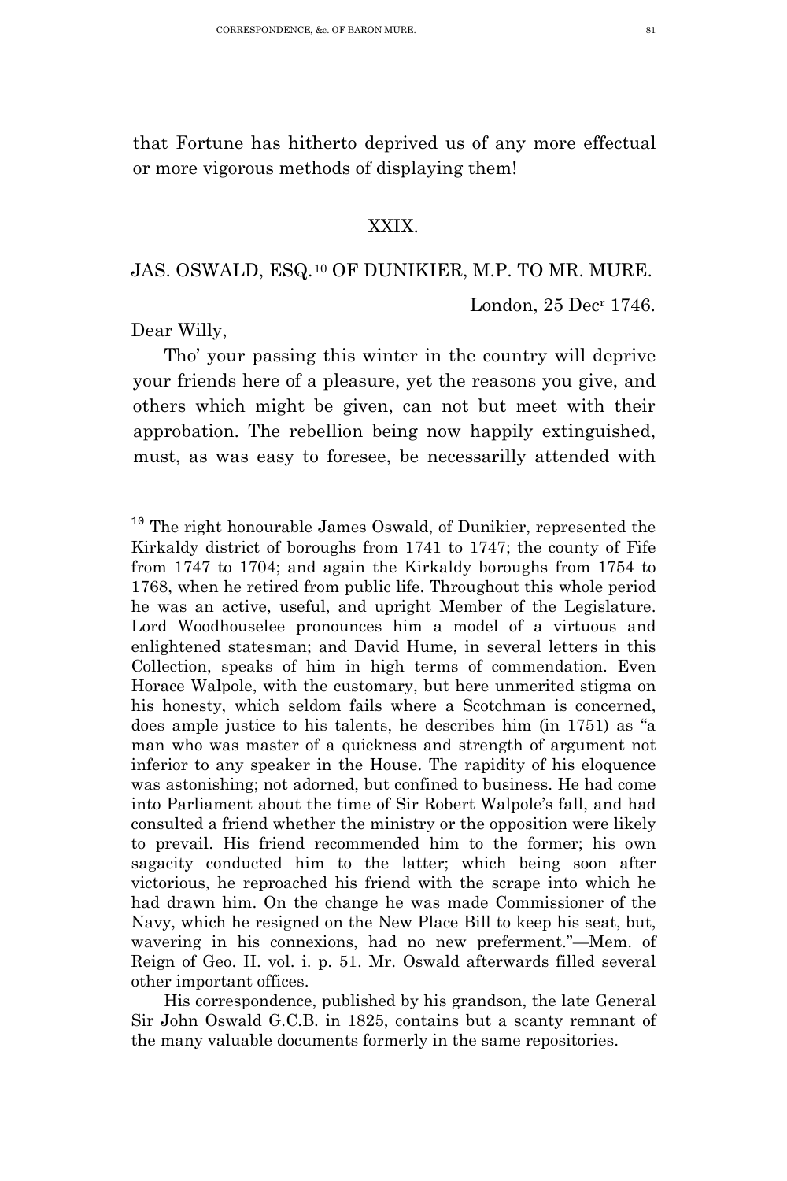that Fortune has hitherto deprived us of any more effectual or more vigorous methods of displaying them!

## XXIX.

### JAS. OSWALD, ESQ.[10] OF DUNIKIER, M.P. TO MR. MURE.

London, 25 Dec^r 1746.

Dear Willy,

Tho' your passing this winter in the country will deprive your friends here of a pleasure, yet the reasons you give, and others which might be given, can not but meet with their approbation. The rebellion being now happily extinguished, must, as was easy to foresee, be necessarilly attended with

---

[10] The right honourable James Oswald, of Dunikier, represented the Kirkaldy district of boroughs from 1741 to 1747; the county of Fife from 1747 to 1704; and again the Kirkaldy boroughs from 1754 to 1768, when he retired from public life. Throughout this whole period he was an active, useful, and upright Member of the Legislature. Lord Woodhouselee pronounces him a model of a virtuous and enlightened statesman; and David Hume, in several letters in this Collection, speaks of him in high terms of commendation. Even Horace Walpole, with the customary, but here unmerited stigma on his honesty, which seldom fails where a Scotchman is concerned, does ample justice to his talents, he describes him (in 1751) as "a man who was master of a quickness and strength of argument not inferior to any speaker in the House. The rapidity of his eloquence was astonishing; not adorned, but confined to business. He had come into Parliament about the time of Sir Robert Walpole's fall, and had consulted a friend whether the ministry or the opposition were likely to prevail. His friend recommended him to the former; his own sagacity conducted him to the latter; which being soon after victorious, he reproached his friend with the scrape into which he had drawn him. On the change he was made Commissioner of the Navy, which he resigned on the New Place Bill to keep his seat, but, wavering in his connexions, had no new preferment."—Mem. of Reign of Geo. II. vol. i. p. 51. Mr. Oswald afterwards filled several other important offices.

His correspondence, published by his grandson, the late General Sir John Oswald G.C.B. in 1825, contains but a scanty remnant of the many valuable documents formerly in the same repositories.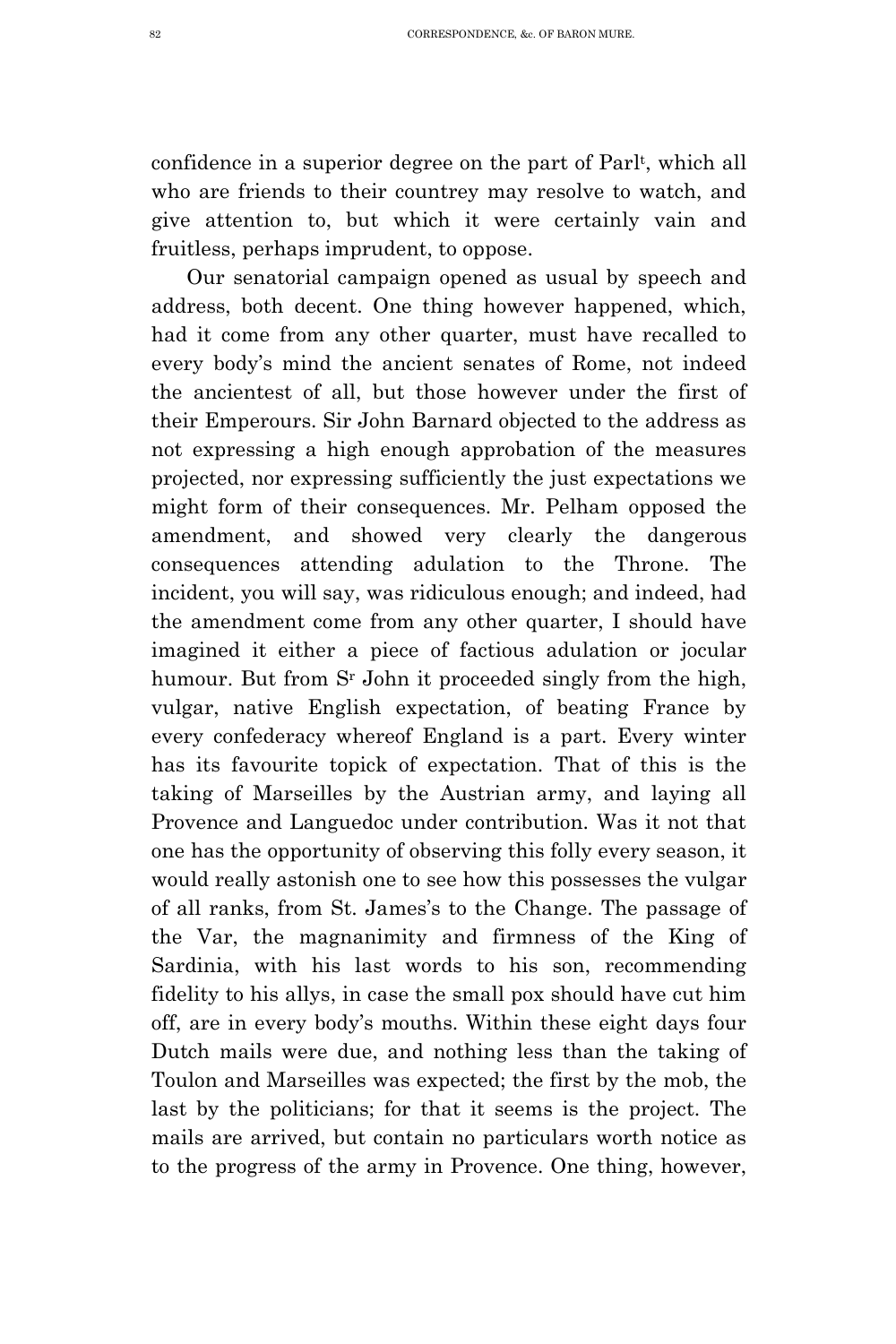confidence in a superior degree on the part of Parl[t], which all who are friends to their countrey may resolve to watch, and give attention to, but which it were certainly vain and fruitless, perhaps imprudent, to oppose.

Our senatorial campaign opened as usual by speech and address, both decent. One thing however happened, which, had it come from any other quarter, must have recalled to every body's mind the ancient senates of Rome, not indeed the ancientest of all, but those however under the first of their Emperours. Sir John Barnard objected to the address as not expressing a high enough approbation of the measures projected, nor expressing sufficiently the just expectations we might form of their consequences. Mr. Pelham opposed the amendment, and showed very clearly the dangerous consequences attending adulation to the Throne. The incident, you will say, was ridiculous enough; and indeed, had the amendment come from any other quarter, I should have imagined it either a piece of factious adulation or jocular humour. But from S[r] John it proceeded singly from the high, vulgar, native English expectation, of beating France by every confederacy whereof England is a part. Every winter has its favourite topick of expectation. That of this is the taking of Marseilles by the Austrian army, and laying all Provence and Languedoc under contribution. Was it not that one has the opportunity of observing this folly every season, it would really astonish one to see how this possesses the vulgar of all ranks, from St. James's to the Change. The passage of the Var, the magnanimity and firmness of the King of Sardinia, with his last words to his son, recommending fidelity to his allys, in case the small pox should have cut him off, are in every body's mouths. Within these eight days four Dutch mails were due, and nothing less than the taking of Toulon and Marseilles was expected; the first by the mob, the last by the politicians; for that it seems is the project. The mails are arrived, but contain no particulars worth notice as to the progress of the army in Provence. One thing, however,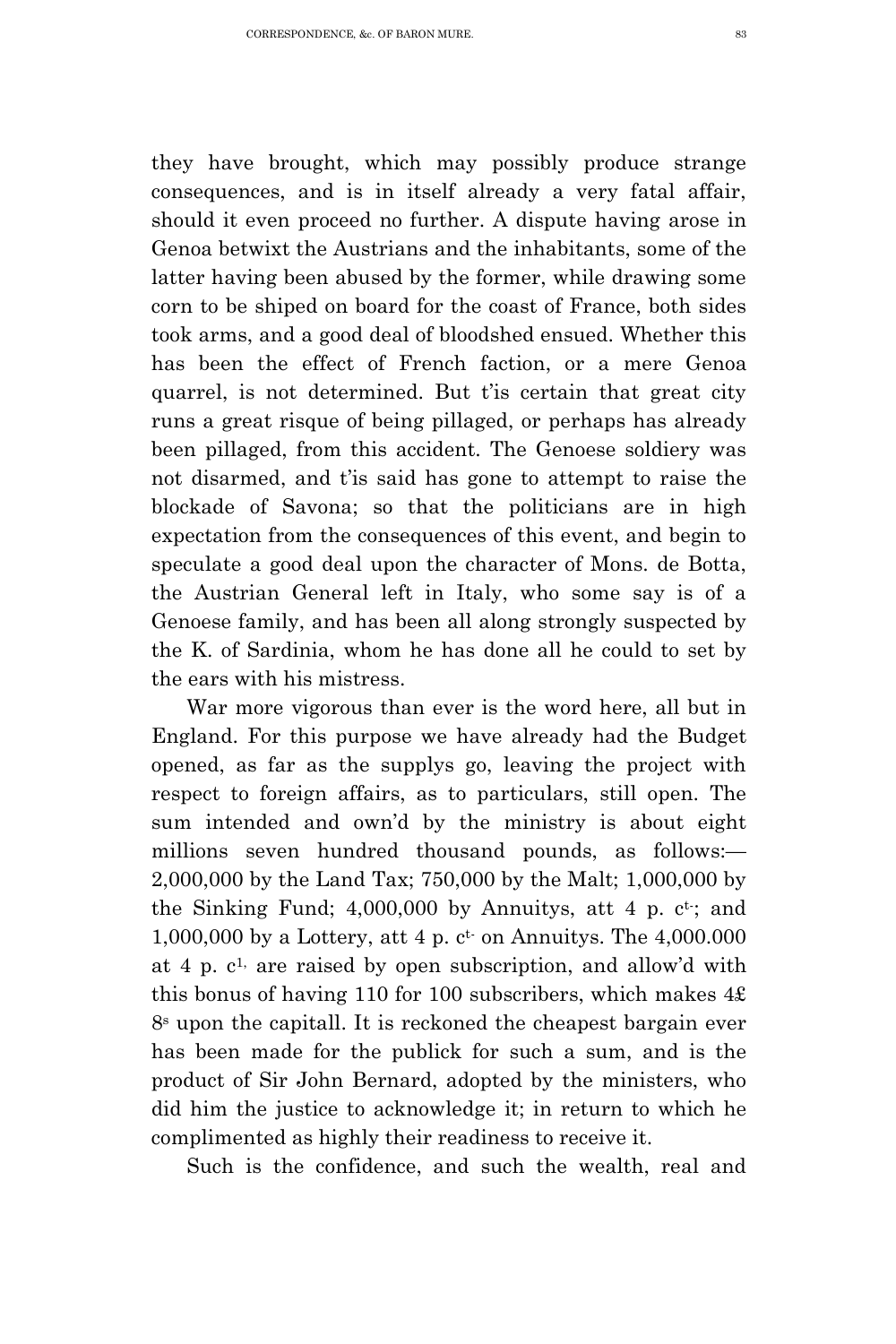they have brought, which may possibly produce strange consequences, and is in itself already a very fatal affair, should it even proceed no further. A dispute having arose in Genoa betwixt the Austrians and the inhabitants, some of the latter having been abused by the former, while drawing some corn to be shiped on board for the coast of France, both sides took arms, and a good deal of bloodshed ensued. Whether this has been the effect of French faction, or a mere Genoa quarrel, is not determined. But t'is certain that great city runs a great risque of being pillaged, or perhaps has already been pillaged, from this accident. The Genoese soldiery was not disarmed, and t'is said has gone to attempt to raise the blockade of Savona; so that the politicians are in high expectation from the consequences of this event, and begin to speculate a good deal upon the character of Mons. de Botta, the Austrian General left in Italy, who some say is of a Genoese family, and has been all along strongly suspected by the K. of Sardinia, whom he has done all he could to set by the ears with his mistress.

War more vigorous than ever is the word here, all but in England. For this purpose we have already had the Budget opened, as far as the supplys go, leaving the project with respect to foreign affairs, as to particulars, still open. The sum intended and own'd by the ministry is about eight millions seven hundred thousand pounds, as follows:—2,000,000 by the Land Tax; 750,000 by the Malt; 1,000,000 by the Sinking Fund; 4,000,000 by Annuitys, att 4 p. c$^{t.}$; and 1,000,000 by a Lottery, att 4 p. c$^{t.}$ on Annuitys. The 4,000.000 at 4 p. c$^{t.}$ are raised by open subscription, and allow'd with this bonus of having 110 for 100 subscribers, which makes 4£ 8$^{s}$ upon the capitall. It is reckoned the cheapest bargain ever has been made for the publick for such a sum, and is the product of Sir John Bernard, adopted by the ministers, who did him the justice to acknowledge it; in return to which he complimented as highly their readiness to receive it.

Such is the confidence, and such the wealth, real and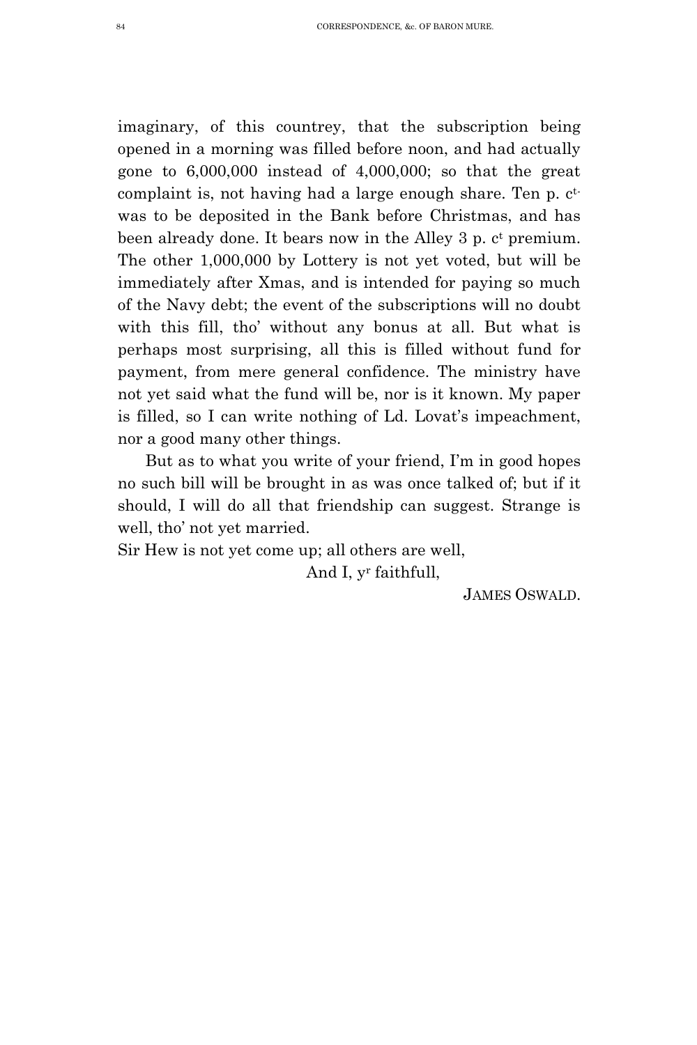imaginary, of this countrey, that the subscription being opened in a morning was filled before noon, and had actually gone to 6,000,000 instead of 4,000,000; so that the great complaint is, not having had a large enough share. Ten p. c[t.] was to be deposited in the Bank before Christmas, and has been already done. It bears now in the Alley 3 p. c[t] premium. The other 1,000,000 by Lottery is not yet voted, but will be immediately after Xmas, and is intended for paying so much of the Navy debt; the event of the subscriptions will no doubt with this fill, tho' without any bonus at all. But what is perhaps most surprising, all this is filled without fund for payment, from mere general confidence. The ministry have not yet said what the fund will be, nor is it known. My paper is filled, so I can write nothing of Ld. Lovat's impeachment, nor a good many other things.

But as to what you write of your friend, I'm in good hopes no such bill will be brought in as was once talked of; but if it should, I will do all that friendship can suggest. Strange is well, tho' not yet married.

Sir Hew is not yet come up; all others are well,

And I, y[r] faithfull,

James Oswald.